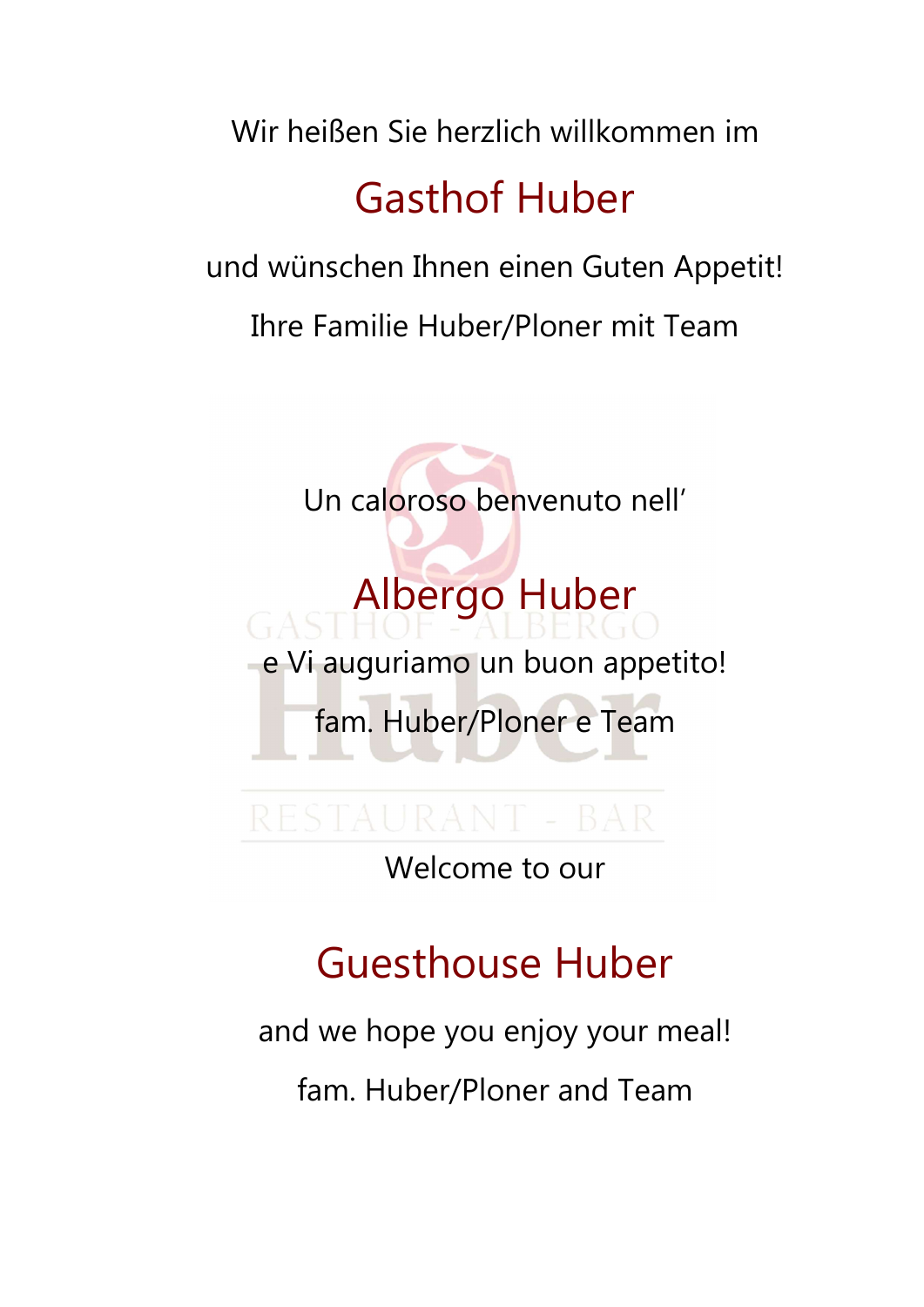Wir heißen Sie herzlich willkommen im

## Gasthof Huber

und wünschen Ihnen einen Guten Appetit!

Ihre Familie Huber/Ploner mit Team

Un caloroso benvenuto nell'

## Albergo Huber

e Vi auguriamo un buon appetito!

fam. Huber/Ploner e Team

Welcome to our

## Guesthouse Huber

and we hope you enjoy your meal!

fam. Huber/Ploner and Team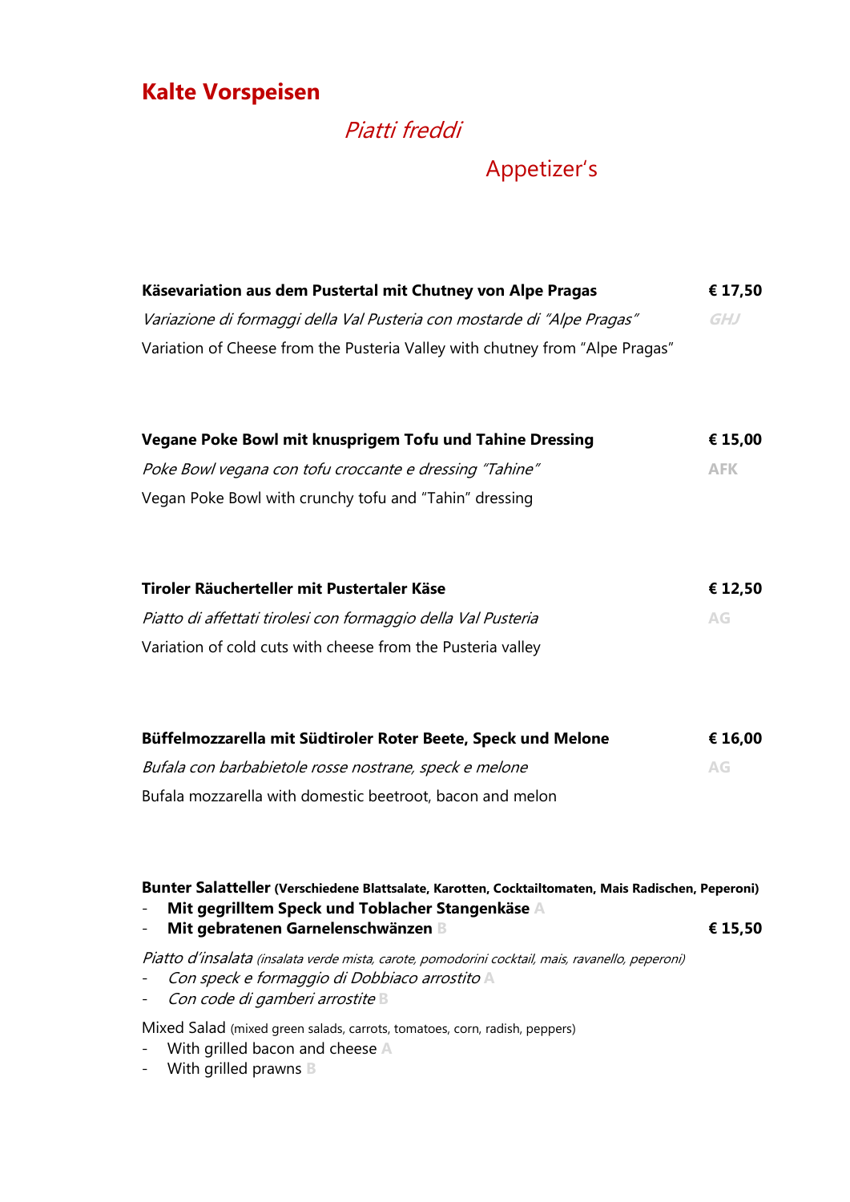# Kalte Vorspeisen

## *Piatti freddi*

## Appetizer's

**Käsevariation aus dem Pustertal mit Chutney von Alpe Pragas** **€ 17,50**

*Variazione di formaggi della Val Pusteria con mostarde di "Alpe Pragas"* *GHJ*

Variation of Cheese from the Pusteria Valley with chutney from "Alpe Pragas"

**Vegane Poke Bowl mit knusprigem Tofu und Tahine Dressing** **€ 15,00**

*Poke Bowl vegana con tofu croccante e dressing "Tahine"* **AFK**

Vegan Poke Bowl with crunchy tofu and "Tahin" dressing

**Tiroler Räucherteller mit Pustertaler Käse** **€ 12,50**

*Piatto di affettati tirolesi con formaggio della Val Pusteria* **AG**

Variation of cold cuts with cheese from the Pusteria valley

**Büffelmozzarella mit Südtiroler Roter Beete, Speck und Melone** **€ 16,00**

*Bufala con barbabietole rosse nostrane, speck e melone* **AG**

Bufala mozzarella with domestic beetroot, bacon and melon

**Bunter Salatteller (Verschiedene Blattsalate, Karotten, Cocktailtomaten, Mais Radischen, Peperoni)**

- **Mit gegrilltem Speck und Toblacher Stangenkäse** A
- **Mit gebratenen Garnelenschwänzen** B **€ 15,50**

*Piatto d'insalata (insalata verde mista, carote, pomodorini cocktail, mais, ravanello, peperoni)*

- *Con speck e formaggio di Dobbiaco arrostito* A
- *Con code di gamberi arrostite* B

Mixed Salad (mixed green salads, carrots, tomatoes, corn, radish, peppers)

- With grilled bacon and cheese A
- With grilled prawns B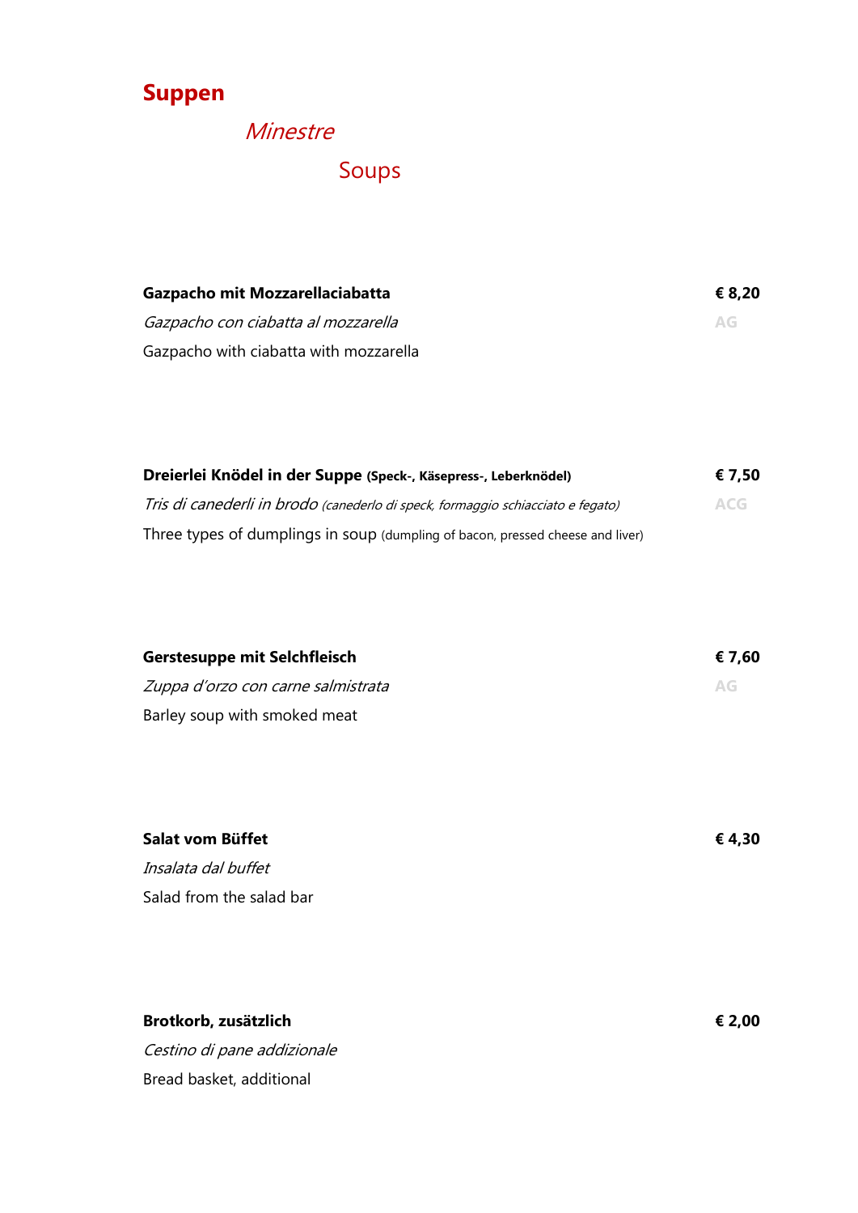## Suppen

*Minestre*

Soups

**Gazpacho mit Mozzarellaciabatta** **€ 8,20**

*Gazpacho con ciabatta al mozzarella* AG

Gazpacho with ciabatta with mozzarella

**Dreierlei Knödel in der Suppe (Speck-, Käsepress-, Leberknödel)** **€ 7,50**

*Tris di canederli in brodo (canederlo di speck, formaggio schiacciato e fegato)* ACG

Three types of dumplings in soup (dumpling of bacon, pressed cheese and liver)

**Gerstesuppe mit Selchfleisch** **€ 7,60**

*Zuppa d'orzo con carne salmistrata* AG

Barley soup with smoked meat

**Salat vom Büffet** **€ 4,30**

*Insalata dal buffet*

Salad from the salad bar

**Brotkorb, zusätzlich** **€ 2,00**

*Cestino di pane addizionale*

Bread basket, additional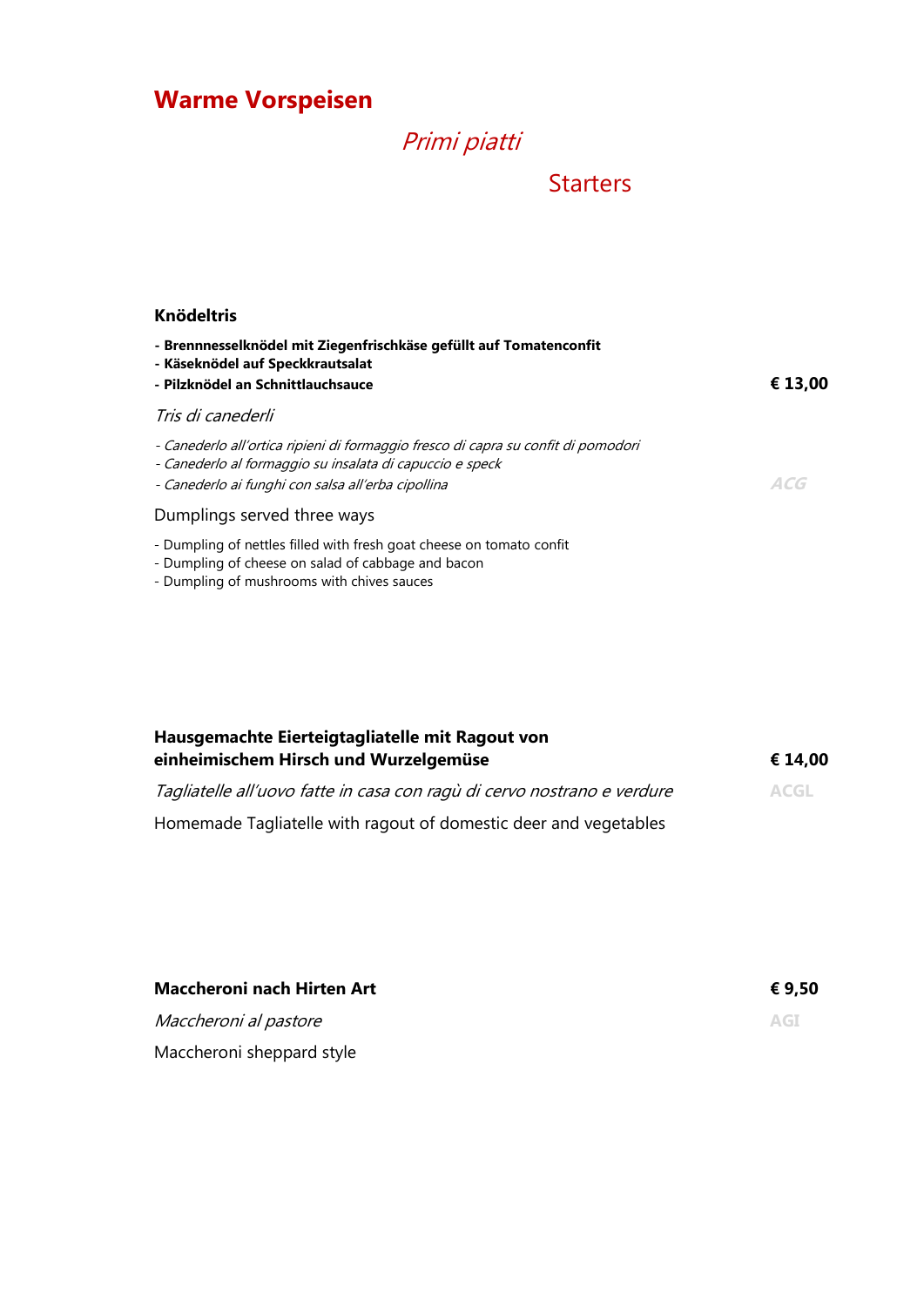# Warme Vorspeisen

## *Primi piatti*

## Starters

**Knödeltris**

**- Brennnesselknödel mit Ziegenfrischkäse gefüllt auf Tomatenconfit**
**- Käseknödel auf Speckkrautsalat**
**- Pilzknödel an Schnittlauchsauce** **€ 13,00**

*Tris di canederli*

*- Canederlo all'ortica ripieni di formaggio fresco di capra su confit di pomodori*
*- Canederlo al formaggio su insalata di capuccio e speck*
*- Canederlo ai funghi con salsa all'erba cipollina* *ACG*

Dumplings served three ways

- Dumpling of nettles filled with fresh goat cheese on tomato confit
- Dumpling of cheese on salad of cabbage and bacon
- Dumpling of mushrooms with chives sauces

**Hausgemachte Eierteigtagliatelle mit Ragout von einheimischem Hirsch und Wurzelgemüse** **€ 14,00**

*Tagliatelle all'uovo fatte in casa con ragù di cervo nostrano e verdure* ACGL

Homemade Tagliatelle with ragout of domestic deer and vegetables

**Maccheroni nach Hirten Art** **€ 9,50**

*Maccheroni al pastore* AGI

Maccheroni sheppard style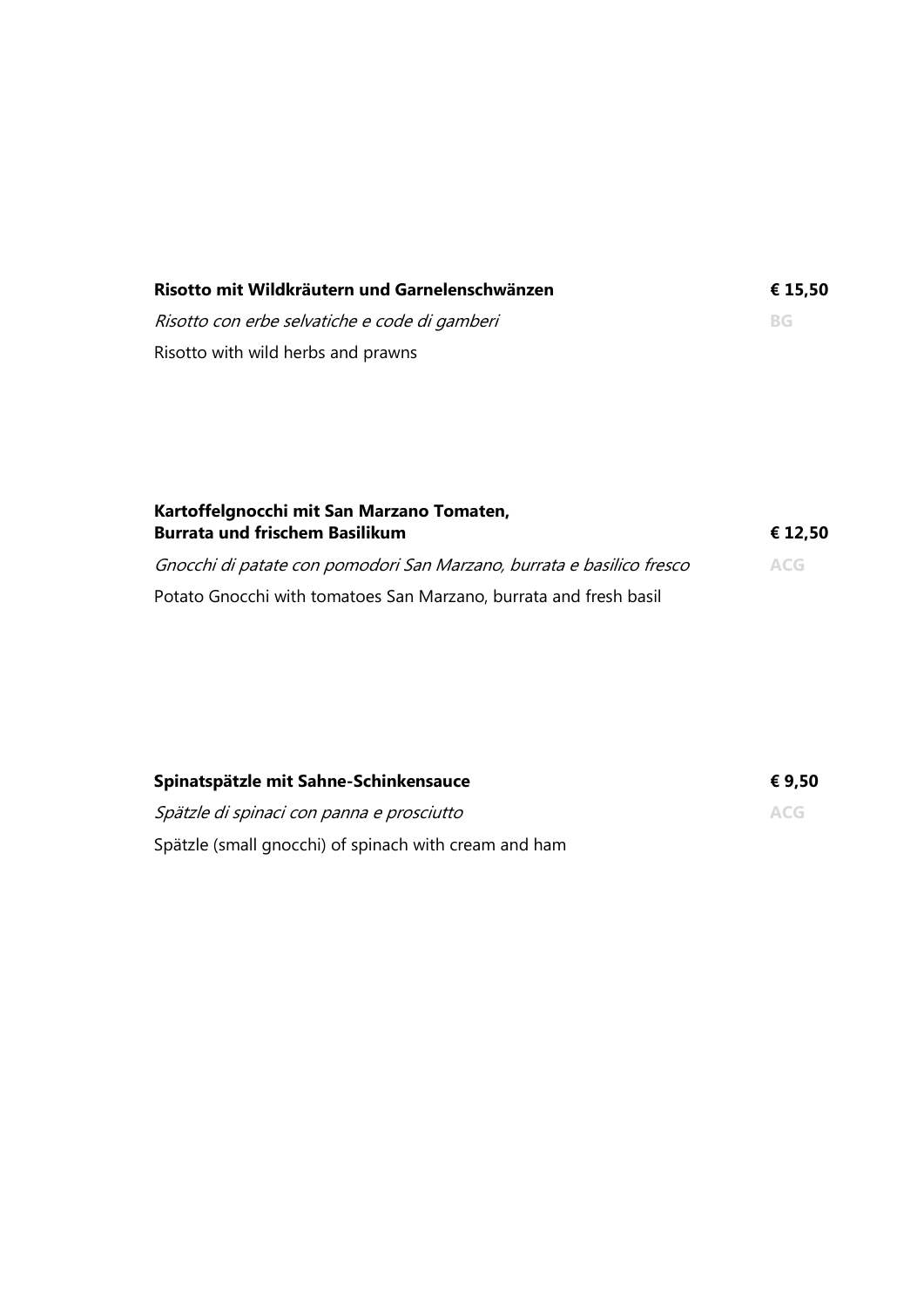**Risotto mit Wildkräutern und Garnelenschwänzen** **€ 15,50**

*Risotto con erbe selvatiche e code di gamberi* BG

Risotto with wild herbs and prawns

**Kartoffelgnocchi mit San Marzano Tomaten,**
**Burrata und frischem Basilikum** **€ 12,50**

*Gnocchi di patate con pomodori San Marzano, burrata e basilico fresco* ACG

Potato Gnocchi with tomatoes San Marzano, burrata and fresh basil

**Spinatspätzle mit Sahne-Schinkensauce** **€ 9,50**

*Spätzle di spinaci con panna e prosciutto* ACG

Spätzle (small gnocchi) of spinach with cream and ham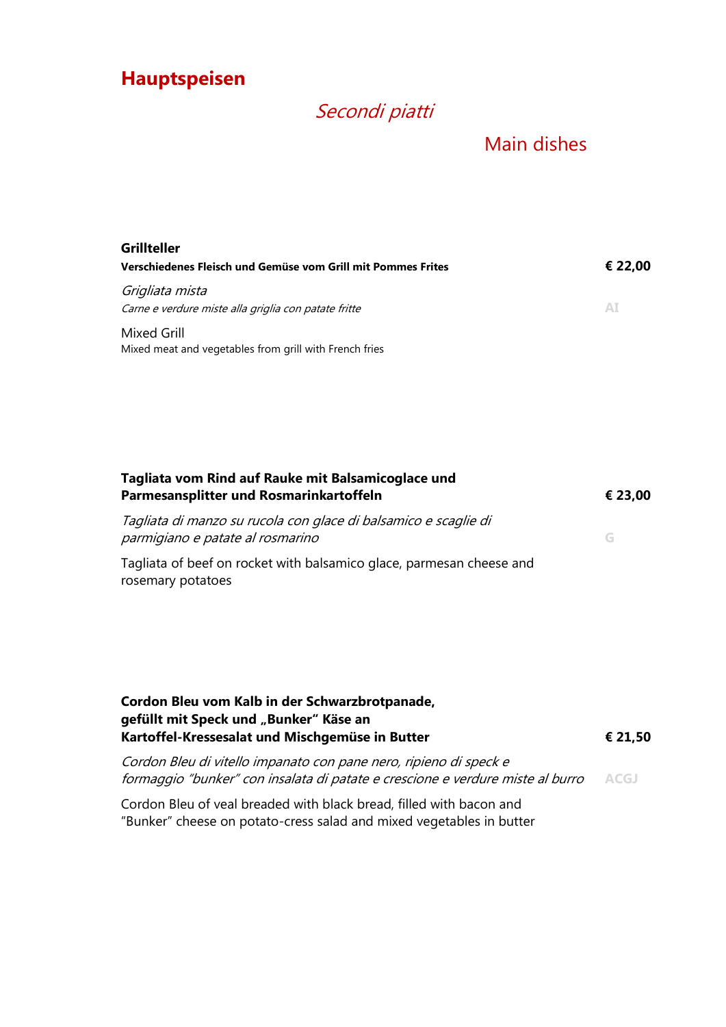# Hauptspeisen

## *Secondi piatti*

## Main dishes

**Grillteller**
**Verschiedenes Fleisch und Gemüse vom Grill mit Pommes Frites** **€ 22,00**

*Grigliata mista*
*Carne e verdure miste alla griglia con patate fritte* AI

Mixed Grill
Mixed meat and vegetables from grill with French fries

**Tagliata vom Rind auf Rauke mit Balsamicoglace und Parmesansplitter und Rosmarinkartoffeln** **€ 23,00**

*Tagliata di manzo su rucola con glace di balsamico e scaglie di parmigiano e patate al rosmarino* G

Tagliata of beef on rocket with balsamico glace, parmesan cheese and rosemary potatoes

**Cordon Bleu vom Kalb in der Schwarzbrotpanade, gefüllt mit Speck und „Bunker" Käse an Kartoffel-Kressesalat und Mischgemüse in Butter** **€ 21,50**

*Cordon Bleu di vitello impanato con pane nero, ripieno di speck e formaggio "bunker" con insalata di patate e crescione e verdure miste al burro* ACGJ

Cordon Bleu of veal breaded with black bread, filled with bacon and "Bunker" cheese on potato-cress salad and mixed vegetables in butter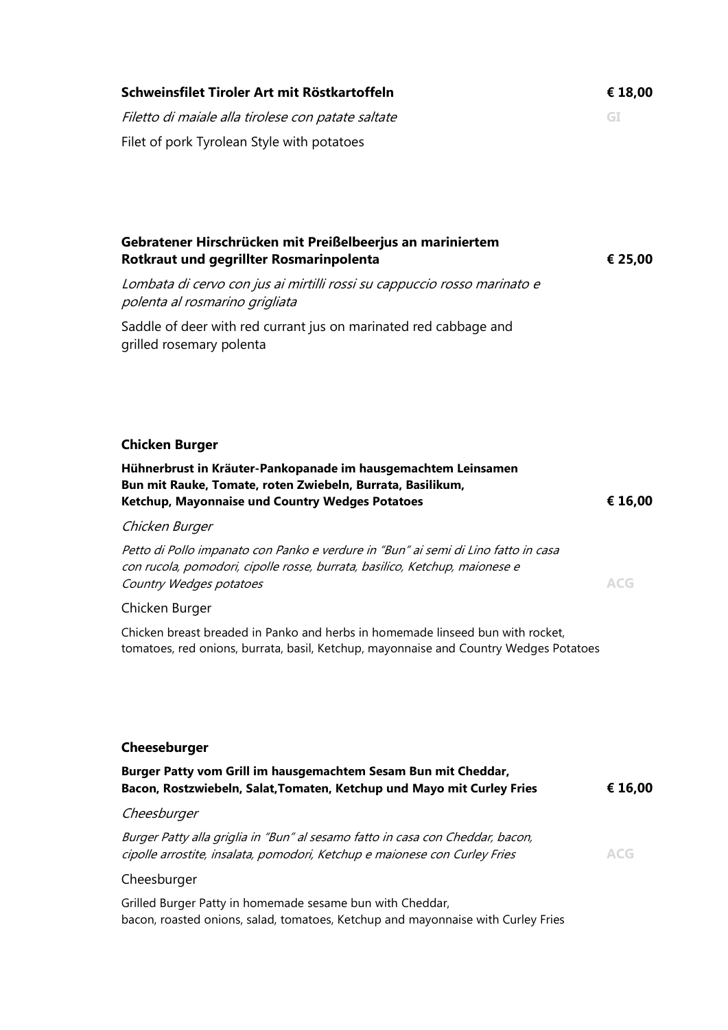**Schweinsfilet Tiroler Art mit Röstkartoffeln** **€ 18,00**

*Filetto di maiale alla tirolese con patate saltate* GI

Filet of pork Tyrolean Style with potatoes

**Gebratener Hirschrücken mit Preißelbeerjus an mariniertem Rotkraut und gegrillter Rosmarinpolenta** **€ 25,00**

*Lombata di cervo con jus ai mirtilli rossi su cappuccio rosso marinato e polenta al rosmarino grigliata*

Saddle of deer with red currant jus on marinated red cabbage and grilled rosemary polenta

**Chicken Burger**

**Hühnerbrust in Kräuter-Pankopanade im hausgemachtem Leinsamen Bun mit Rauke, Tomate, roten Zwiebeln, Burrata, Basilikum, Ketchup, Mayonnaise und Country Wedges Potatoes** **€ 16,00**

*Chicken Burger*

*Petto di Pollo impanato con Panko e verdure in "Bun" ai semi di Lino fatto in casa con rucola, pomodori, cipolle rosse, burrata, basilico, Ketchup, maionese e Country Wedges potatoes* ACG

Chicken Burger

Chicken breast breaded in Panko and herbs in homemade linseed bun with rocket, tomatoes, red onions, burrata, basil, Ketchup, mayonnaise and Country Wedges Potatoes

**Cheeseburger**

**Burger Patty vom Grill im hausgemachtem Sesam Bun mit Cheddar, Bacon, Rostzwiebeln, Salat,Tomaten, Ketchup und Mayo mit Curley Fries** **€ 16,00**

*Cheesburger*

*Burger Patty alla griglia in "Bun" al sesamo fatto in casa con Cheddar, bacon, cipolle arrostite, insalata, pomodori, Ketchup e maionese con Curley Fries* ACG

Cheesburger

Grilled Burger Patty in homemade sesame bun with Cheddar, bacon, roasted onions, salad, tomatoes, Ketchup and mayonnaise with Curley Fries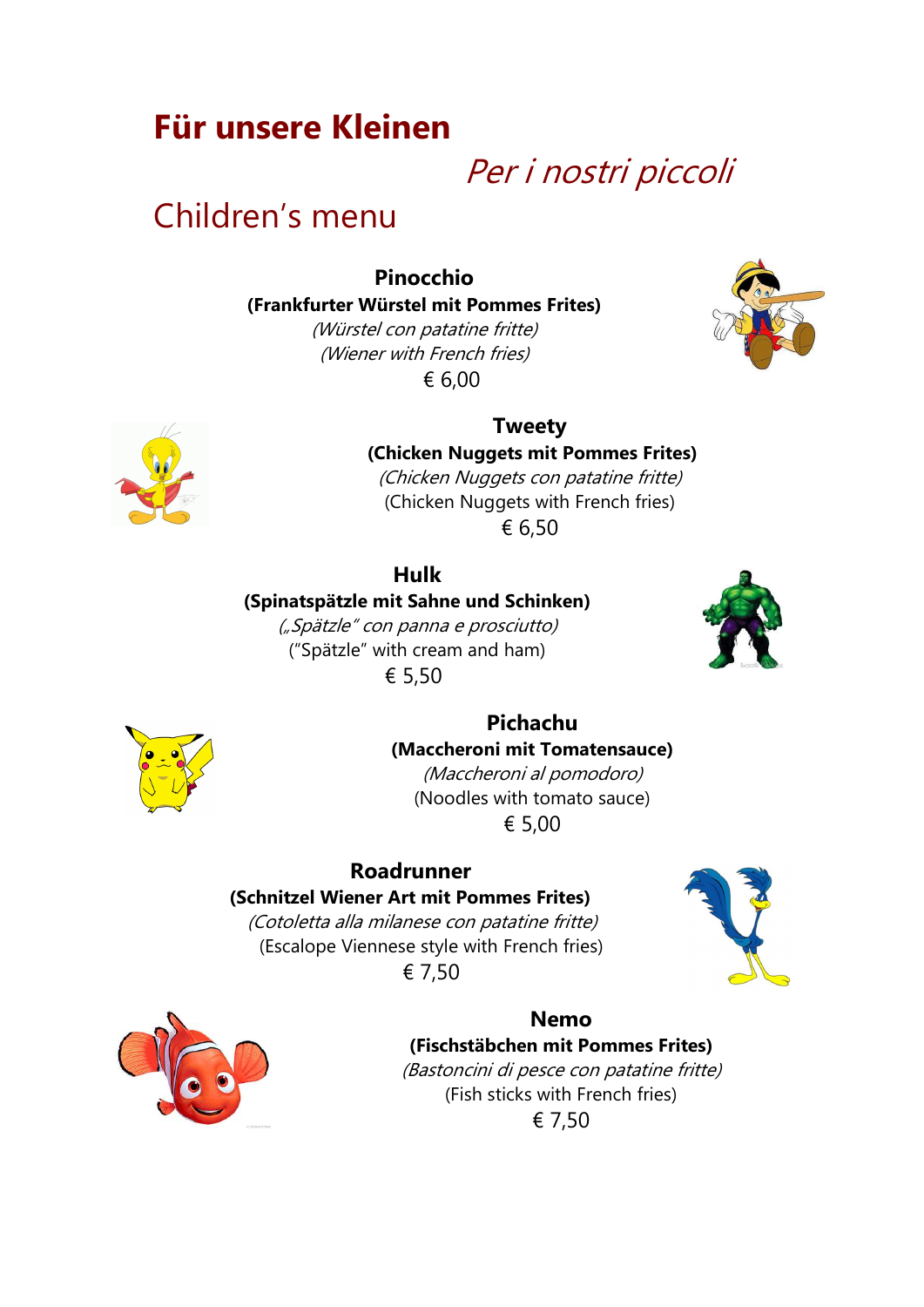# Für unsere Kleinen

*Per i nostri piccoli*

## Children's menu

**Pinocchio**
**(Frankfurter Würstel mit Pommes Frites)**
*(Würstel con patatine fritte)*
*(Wiener with French fries)*
€ 6,00

**Tweety**
**(Chicken Nuggets mit Pommes Frites)**
*(Chicken Nuggets con patatine fritte)*
(Chicken Nuggets with French fries)
€ 6,50

**Hulk**
**(Spinatspätzle mit Sahne und Schinken)**
*(„Spätzle" con panna e prosciutto)*
("Spätzle" with cream and ham)
€ 5,50

**Pichachu**
**(Maccheroni mit Tomatensauce)**
*(Maccheroni al pomodoro)*
(Noodles with tomato sauce)
€ 5,00

**Roadrunner**
**(Schnitzel Wiener Art mit Pommes Frites)**
*(Cotoletta alla milanese con patatine fritte)*
(Escalope Viennese style with French fries)
€ 7,50

**Nemo**
**(Fischstäbchen mit Pommes Frites)**
*(Bastoncini di pesce con patatine fritte)*
(Fish sticks with French fries)
€ 7,50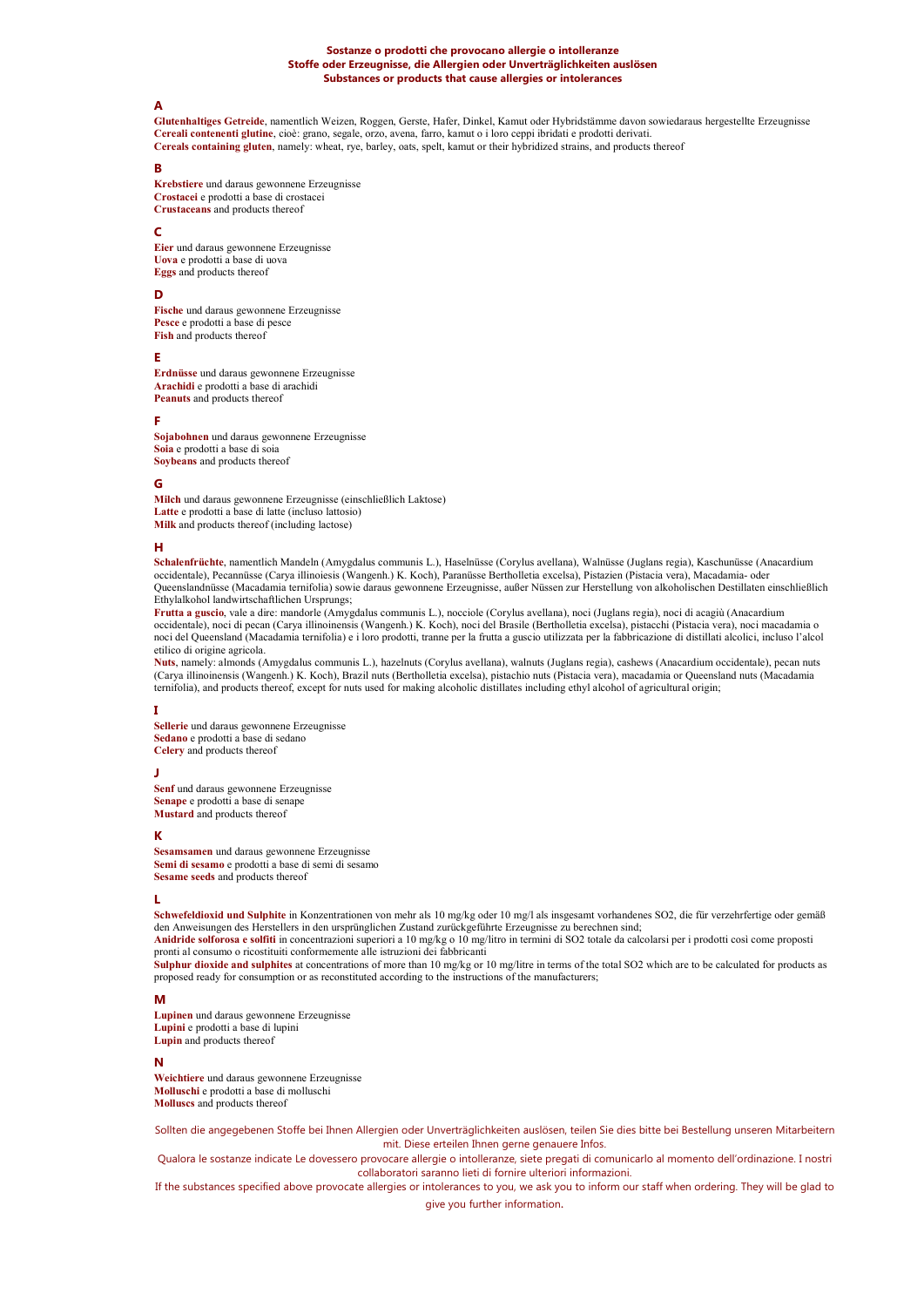**Sostanze o prodotti che provocano allergie o intolleranze**
**Stoffe oder Erzeugnisse, die Allergien oder Unverträglichkeiten auslösen**
**Substances or products that cause allergies or intolerances**

## A

**Glutenhaltiges Getreide**, namentlich Weizen, Roggen, Gerste, Hafer, Dinkel, Kamut oder Hybridstämme davon sowiedaraus hergestellte Erzeugnisse
**Cereali contenenti glutine**, cioè: grano, segale, orzo, avena, farro, kamut o i loro ceppi ibridati e prodotti derivati.
**Cereals containing gluten**, namely: wheat, rye, barley, oats, spelt, kamut or their hybridized strains, and products thereof

## B

**Krebstiere** und daraus gewonnene Erzeugnisse
**Crostacei** e prodotti a base di crostacei
**Crustaceans** and products thereof

## C

**Eier** und daraus gewonnene Erzeugnisse
**Uova** e prodotti a base di uova
**Eggs** and products thereof

## D

**Fische** und daraus gewonnene Erzeugnisse
**Pesce** e prodotti a base di pesce
**Fish** and products thereof

## E

**Erdnüsse** und daraus gewonnene Erzeugnisse
**Arachidi** e prodotti a base di arachidi
**Peanuts** and products thereof

## F

**Sojabohnen** und daraus gewonnene Erzeugnisse
**Soia** e prodotti a base di soia
**Soybeans** and products thereof

## G

**Milch** und daraus gewonnene Erzeugnisse (einschließlich Laktose)
**Latte** e prodotti a base di latte (incluso lattosio)
**Milk** and products thereof (including lactose)

## H

**Schalenfrüchte**, namentlich Mandeln (Amygdalus communis L.), Haselnüsse (Corylus avellana), Walnüsse (Juglans regia), Kaschunüsse (Anacardium occidentale), Pecannüsse (Carya illinoiesis (Wangenh.) K. Koch), Paranüsse Bertholletia excelsa), Pistazien (Pistacia vera), Macadamia- oder Queenslandnüsse (Macadamia ternifolia) sowie daraus gewonnene Erzeugnisse, außer Nüssen zur Herstellung von alkoholischen Destillaten einschließlich Ethylalkohol landwirtschaftlichen Ursprungs;
**Frutta a guscio**, vale a dire: mandorle (Amygdalus communis L.), nocciole (Corylus avellana), noci (Juglans regia), noci di acagiù (Anacardium occidentale), noci di pecan (Carya illinoinensis (Wangenh.) K. Koch), noci del Brasile (Bertholletia excelsa), pistacchi (Pistacia vera), noci macadamia o noci del Queensland (Macadamia ternifolia) e i loro prodotti, tranne per la frutta a guscio utilizzata per la fabbricazione di distillati alcolici, incluso l'alcol etilico di origine agricola.
**Nuts**, namely: almonds (Amygdalus communis L.), hazelnuts (Corylus avellana), walnuts (Juglans regia), cashews (Anacardium occidentale), pecan nuts (Carya illinoinensis (Wangenh.) K. Koch), Brazil nuts (Bertholletia excelsa), pistachio nuts (Pistacia vera), macadamia or Queensland nuts (Macadamia ternifolia), and products thereof, except for nuts used for making alcoholic distillates including ethyl alcohol of agricultural origin;

## I

**Sellerie** und daraus gewonnene Erzeugnisse
**Sedano** e prodotti a base di sedano
**Celery** and products thereof

## J

**Senf** und daraus gewonnene Erzeugnisse
**Senape** e prodotti a base di senape
**Mustard** and products thereof

## K

**Sesamsamen** und daraus gewonnene Erzeugnisse
**Semi di sesamo** e prodotti a base di semi di sesamo
**Sesame seeds** and products thereof

## L

**Schwefeldioxid und Sulphite** in Konzentrationen von mehr als 10 mg/kg oder 10 mg/l als insgesamt vorhandenes SO2, die für verzehrfertige oder gemäß den Anweisungen des Herstellers in den ursprünglichen Zustand zurückgeführte Erzeugnisse zu berechnen sind;
**Anidride solforosa e solfiti** in concentrazioni superiori a 10 mg/kg o 10 mg/litro in termini di SO2 totale da calcolarsi per i prodotti così come proposti pronti al consumo o ricostituiti conformemente alle istruzioni dei fabbricanti
**Sulphur dioxide and sulphites** at concentrations of more than 10 mg/kg or 10 mg/litre in terms of the total SO2 which are to be calculated for products as proposed ready for consumption or as reconstituted according to the instructions of the manufacturers;

## M

**Lupinen** und daraus gewonnene Erzeugnisse
**Lupini** e prodotti a base di lupini
**Lupin** and products thereof

## N

**Weichtiere** und daraus gewonnene Erzeugnisse
**Molluschi** e prodotti a base di molluschi
**Molluscs** and products thereof

Sollten die angegebenen Stoffe bei Ihnen Allergien oder Unverträglichkeiten auslösen, teilen Sie dies bitte bei Bestellung unseren Mitarbeitern mit. Diese erteilen Ihnen gerne genauere Infos.

Qualora le sostanze indicate Le dovessero provocare allergie o intolleranze, siete pregati di comunicarlo al momento dell'ordinazione. I nostri collaboratori saranno lieti di fornire ulteriori informazioni.

If the substances specified above provocate allergies or intolerances to you, we ask you to inform our staff when ordering. They will be glad to give you further information.